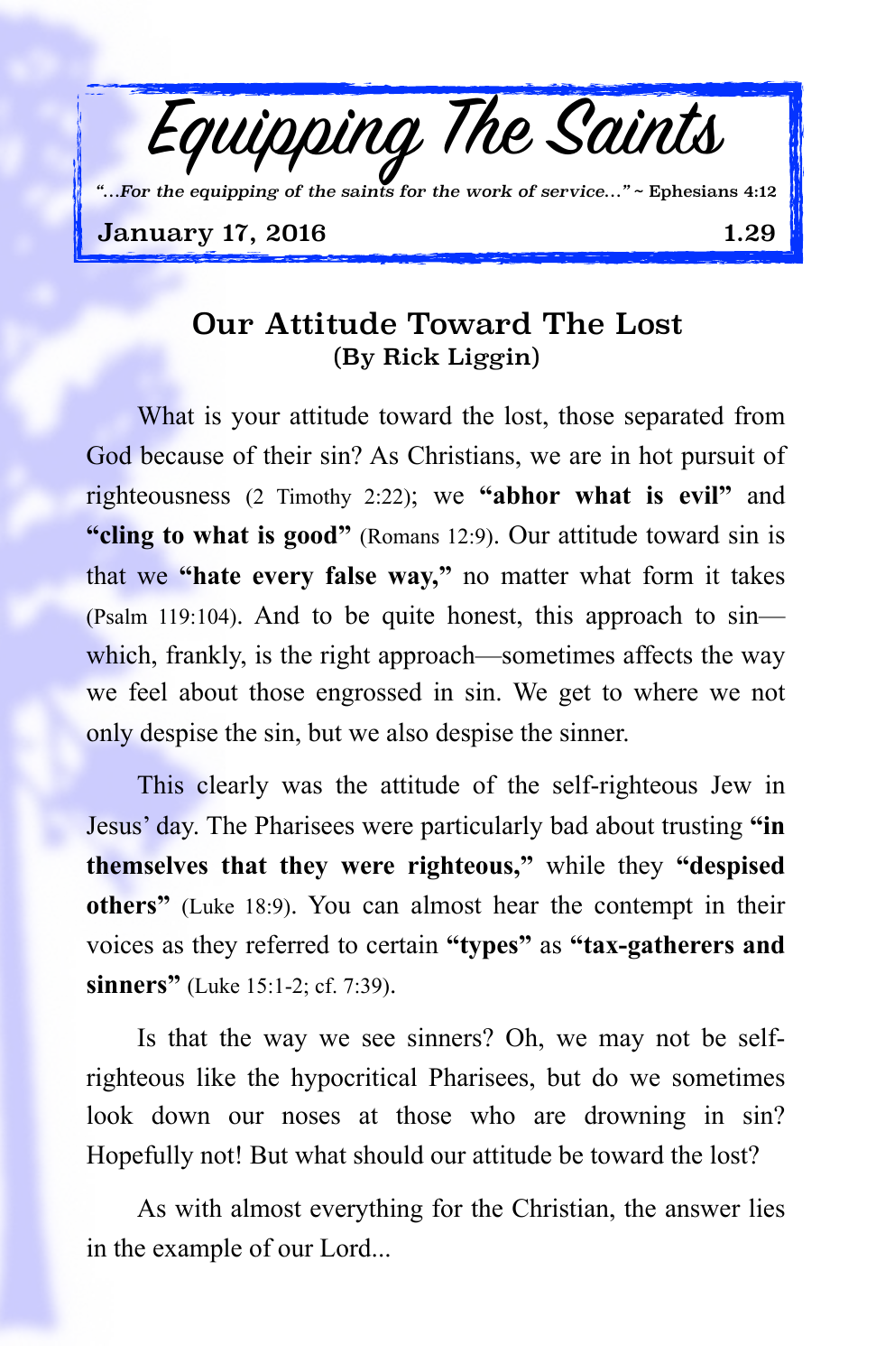# Equipping The Saints

*"...For the equipping of the saints for the work of service..."* ~ Ephesians 4:12

**January 17, 2016** **1.29**

## Our Attitude Toward The Lost
### (By Rick Liggin)

What is your attitude toward the lost, those separated from God because of their sin? As Christians, we are in hot pursuit of righteousness (2 Timothy 2:22); we **"abhor what is evil"** and **"cling to what is good"** (Romans 12:9). Our attitude toward sin is that we **"hate every false way,"** no matter what form it takes (Psalm 119:104). And to be quite honest, this approach to sin—which, frankly, is the right approach—sometimes affects the way we feel about those engrossed in sin. We get to where we not only despise the sin, but we also despise the sinner.

This clearly was the attitude of the self-righteous Jew in Jesus' day. The Pharisees were particularly bad about trusting **"in themselves that they were righteous,"** while they **"despised others"** (Luke 18:9). You can almost hear the contempt in their voices as they referred to certain **"types"** as **"tax-gatherers and sinners"** (Luke 15:1-2; cf. 7:39).

Is that the way we see sinners? Oh, we may not be self-righteous like the hypocritical Pharisees, but do we sometimes look down our noses at those who are drowning in sin? Hopefully not! But what should our attitude be toward the lost?

As with almost everything for the Christian, the answer lies in the example of our Lord...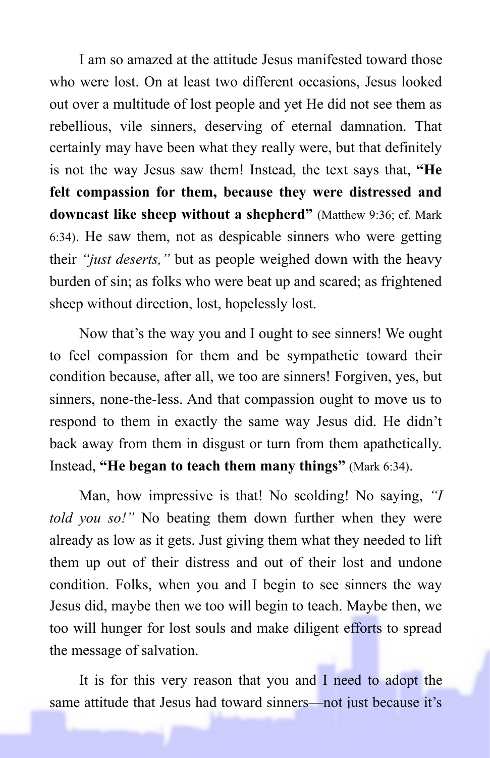I am so amazed at the attitude Jesus manifested toward those who were lost. On at least two different occasions, Jesus looked out over a multitude of lost people and yet He did not see them as rebellious, vile sinners, deserving of eternal damnation. That certainly may have been what they really were, but that definitely is not the way Jesus saw them! Instead, the text says that, **"He felt compassion for them, because they were distressed and downcast like sheep without a shepherd"** (Matthew 9:36; cf. Mark 6:34). He saw them, not as despicable sinners who were getting their *"just deserts,"* but as people weighed down with the heavy burden of sin; as folks who were beat up and scared; as frightened sheep without direction, lost, hopelessly lost.

Now that's the way you and I ought to see sinners! We ought to feel compassion for them and be sympathetic toward their condition because, after all, we too are sinners! Forgiven, yes, but sinners, none-the-less. And that compassion ought to move us to respond to them in exactly the same way Jesus did. He didn't back away from them in disgust or turn from them apathetically. Instead, **"He began to teach them many things"** (Mark 6:34).

Man, how impressive is that! No scolding! No saying, *"I told you so!"* No beating them down further when they were already as low as it gets. Just giving them what they needed to lift them up out of their distress and out of their lost and undone condition. Folks, when you and I begin to see sinners the way Jesus did, maybe then we too will begin to teach. Maybe then, we too will hunger for lost souls and make diligent efforts to spread the message of salvation.

It is for this very reason that you and I need to adopt the same attitude that Jesus had toward sinners—not just because it's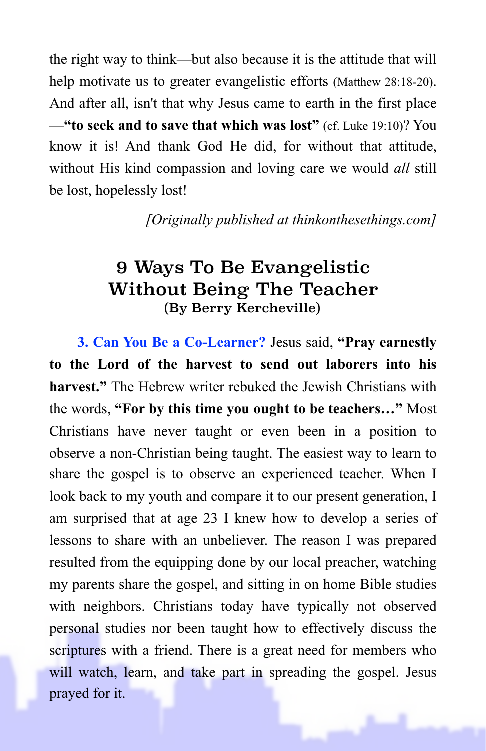the right way to think—but also because it is the attitude that will help motivate us to greater evangelistic efforts (Matthew 28:18-20). And after all, isn't that why Jesus came to earth in the first place—**"to seek and to save that which was lost"** (cf. Luke 19:10)? You know it is! And thank God He did, for without that attitude, without His kind compassion and loving care we would *all* still be lost, hopelessly lost!

*[Originally published at thinkonthesethings.com]*

## 9 Ways To Be Evangelistic Without Being The Teacher

**(By Berry Kercheville)**

**3. Can You Be a Co-Learner?** Jesus said, **"Pray earnestly to the Lord of the harvest to send out laborers into his harvest."** The Hebrew writer rebuked the Jewish Christians with the words, **"For by this time you ought to be teachers…"** Most Christians have never taught or even been in a position to observe a non-Christian being taught. The easiest way to learn to share the gospel is to observe an experienced teacher. When I look back to my youth and compare it to our present generation, I am surprised that at age 23 I knew how to develop a series of lessons to share with an unbeliever. The reason I was prepared resulted from the equipping done by our local preacher, watching my parents share the gospel, and sitting in on home Bible studies with neighbors. Christians today have typically not observed personal studies nor been taught how to effectively discuss the scriptures with a friend. There is a great need for members who will watch, learn, and take part in spreading the gospel. Jesus prayed for it.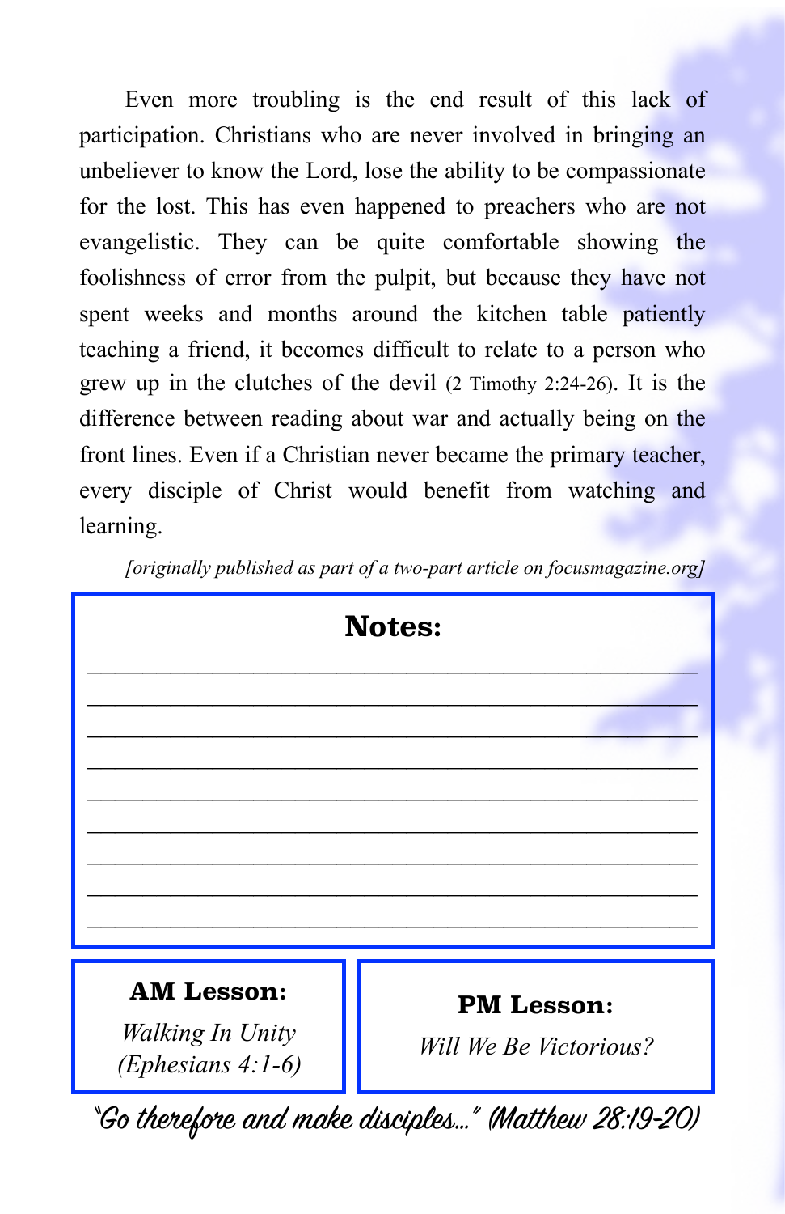Even more troubling is the end result of this lack of participation. Christians who are never involved in bringing an unbeliever to know the Lord, lose the ability to be compassionate for the lost. This has even happened to preachers who are not evangelistic. They can be quite comfortable showing the foolishness of error from the pulpit, but because they have not spent weeks and months around the kitchen table patiently teaching a friend, it becomes difficult to relate to a person who grew up in the clutches of the devil (2 Timothy 2:24-26). It is the difference between reading about war and actually being on the front lines. Even if a Christian never became the primary teacher, every disciple of Christ would benefit from watching and learning.

*[originally published as part of a two-part article on focusmagazine.org]*

## Notes:

______________________________________________________

______________________________________________________

______________________________________________________

______________________________________________________

______________________________________________________

______________________________________________________

______________________________________________________

______________________________________________________

______________________________________________________

**AM Lesson:**

*Walking In Unity (Ephesians 4:1-6)*

**PM Lesson:**

*Will We Be Victorious?*

"Go therefore and make disciples..." (Matthew 28:19-20)